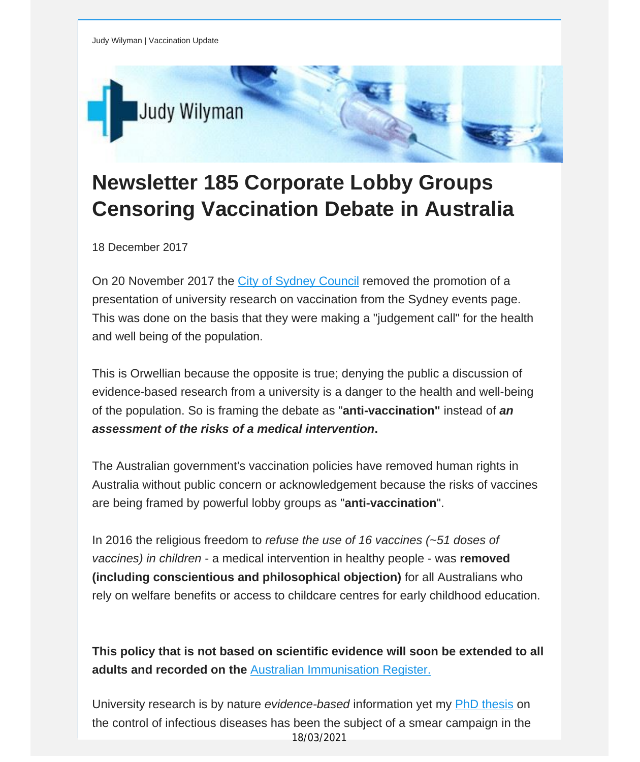Judy Wilyman | Vaccination Update

# Newsletter 185 Corporate Lobby Groups Censoring Vaccination Debate in Australia

18 December 2017

On 20 November 2017 the [City of Sydney Council] removed the promotion of a presentation of university research on vaccination from the Sydney events page. This was done on the basis that they were making a "judgement call" for the health and well being of the population.

This is Orwellian because the opposite is true; denying the public a discussion of evidence-based research from a university is a danger to the health and well-being of the population. So is framing the debate as "**anti-vaccination"** instead of ***an assessment of the risks of a medical intervention*.**

The Australian government's vaccination policies have removed human rights in Australia without public concern or acknowledgement because the risks of vaccines are being framed by powerful lobby groups as "**anti-vaccination**".

In 2016 the religious freedom to *refuse the use of 16 vaccines (~51 doses of vaccines) in children* - a medical intervention in healthy people - was **removed (including conscientious and philosophical objection)** for all Australians who rely on welfare benefits or access to childcare centres for early childhood education.

**This policy that is not based on scientific evidence will soon be extended to all adults and recorded on the** [Australian Immunisation Register.]

University research is by nature *evidence-based* information yet my [PhD thesis] on the control of infectious diseases has been the subject of a smear campaign in the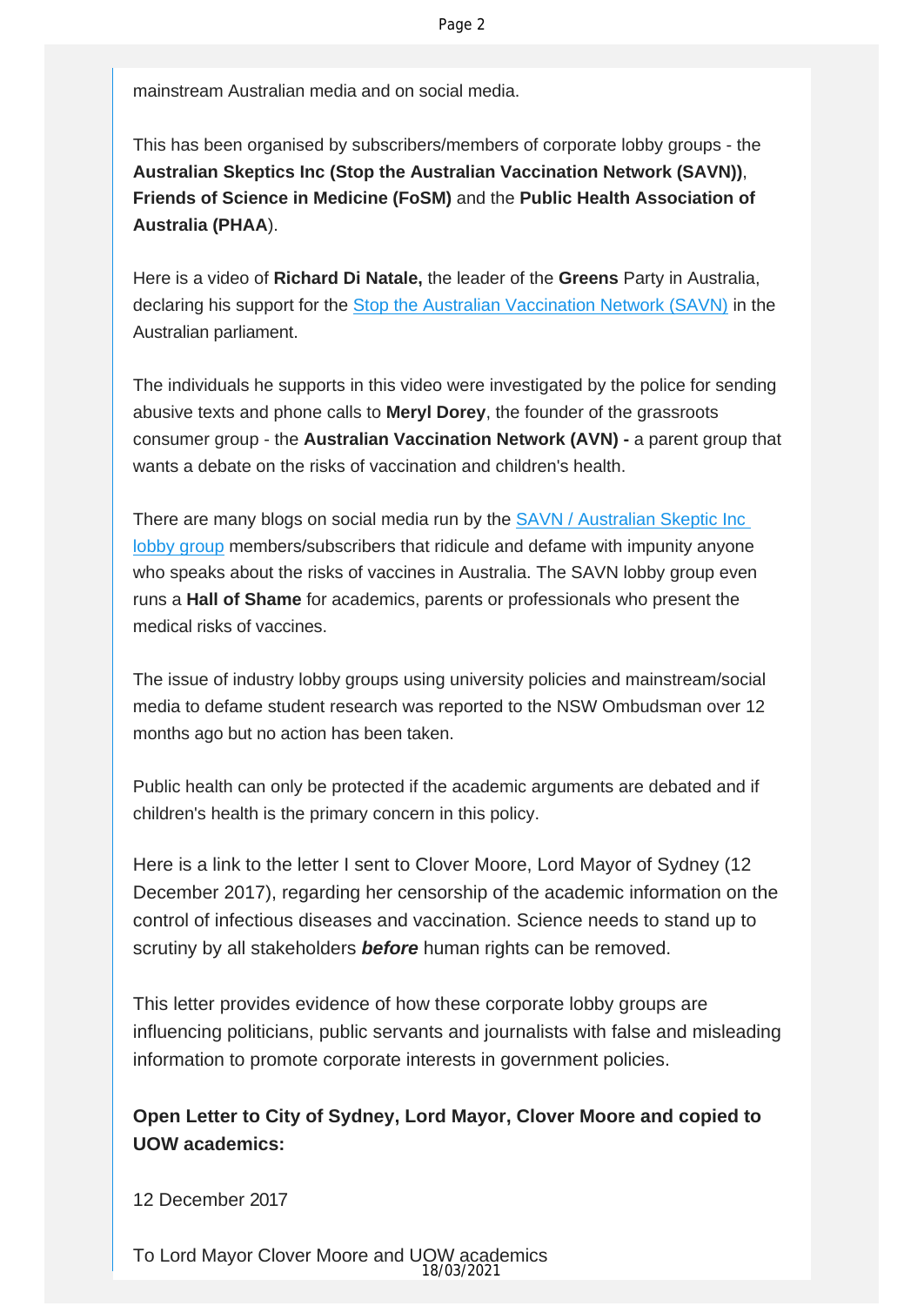mainstream Australian media and on social media.

This has been organised by subscribers/members of corporate lobby groups - the **Australian Skeptics Inc (Stop the Australian Vaccination Network (SAVN))**, **Friends of Science in Medicine (FoSM)** and the **Public Health Association of Australia (PHAA**).

Here is a video of **Richard Di Natale,** the leader of the **Greens** Party in Australia, declaring his support for the Stop the Australian Vaccination Network (SAVN) in the Australian parliament.

The individuals he supports in this video were investigated by the police for sending abusive texts and phone calls to **Meryl Dorey**, the founder of the grassroots consumer group - the **Australian Vaccination Network (AVN) -** a parent group that wants a debate on the risks of vaccination and children's health.

There are many blogs on social media run by the SAVN / Australian Skeptic Inc lobby group members/subscribers that ridicule and defame with impunity anyone who speaks about the risks of vaccines in Australia. The SAVN lobby group even runs a **Hall of Shame** for academics, parents or professionals who present the medical risks of vaccines.

The issue of industry lobby groups using university policies and mainstream/social media to defame student research was reported to the NSW Ombudsman over 12 months ago but no action has been taken.

Public health can only be protected if the academic arguments are debated and if children's health is the primary concern in this policy.

Here is a link to the letter I sent to Clover Moore, Lord Mayor of Sydney (12 December 2017), regarding her censorship of the academic information on the control of infectious diseases and vaccination. Science needs to stand up to scrutiny by all stakeholders ***before*** human rights can be removed.

This letter provides evidence of how these corporate lobby groups are influencing politicians, public servants and journalists with false and misleading information to promote corporate interests in government policies.

**Open Letter to City of Sydney, Lord Mayor, Clover Moore and copied to UOW academics:**

12 December 2017

To Lord Mayor Clover Moore and UOW academics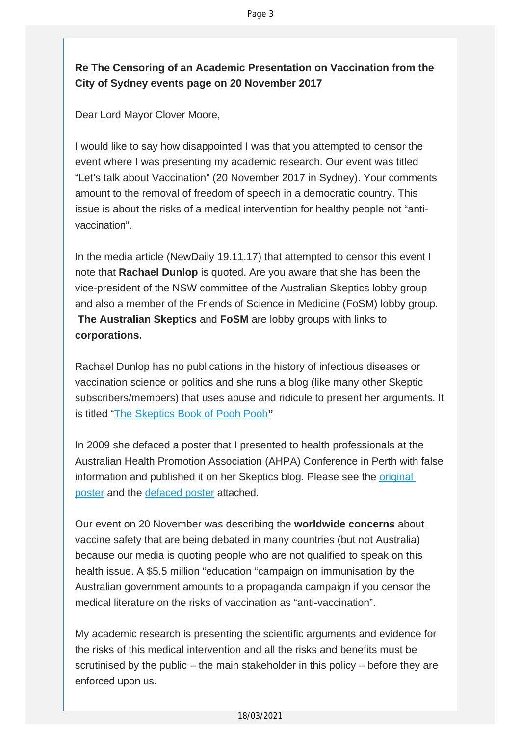**Re The Censoring of an Academic Presentation on Vaccination from the City of Sydney events page on 20 November 2017**

Dear Lord Mayor Clover Moore,

I would like to say how disappointed I was that you attempted to censor the event where I was presenting my academic research. Our event was titled "Let's talk about Vaccination" (20 November 2017 in Sydney). Your comments amount to the removal of freedom of speech in a democratic country. This issue is about the risks of a medical intervention for healthy people not "anti-vaccination".

In the media article (NewDaily 19.11.17) that attempted to censor this event I note that **Rachael Dunlop** is quoted. Are you aware that she has been the vice-president of the NSW committee of the Australian Skeptics lobby group and also a member of the Friends of Science in Medicine (FoSM) lobby group. **The Australian Skeptics** and **FoSM** are lobby groups with links to **corporations.**

Rachael Dunlop has no publications in the history of infectious diseases or vaccination science or politics and she runs a blog (like many other Skeptic subscribers/members) that uses abuse and ridicule to present her arguments. It is titled "The Skeptics Book of Pooh Pooh**"**

In 2009 she defaced a poster that I presented to health professionals at the Australian Health Promotion Association (AHPA) Conference in Perth with false information and published it on her Skeptics blog. Please see the original poster and the defaced poster attached.

Our event on 20 November was describing the **worldwide concerns** about vaccine safety that are being debated in many countries (but not Australia) because our media is quoting people who are not qualified to speak on this health issue. A $5.5 million "education "campaign on immunisation by the Australian government amounts to a propaganda campaign if you censor the medical literature on the risks of vaccination as "anti-vaccination".

My academic research is presenting the scientific arguments and evidence for the risks of this medical intervention and all the risks and benefits must be scrutinised by the public – the main stakeholder in this policy – before they are enforced upon us.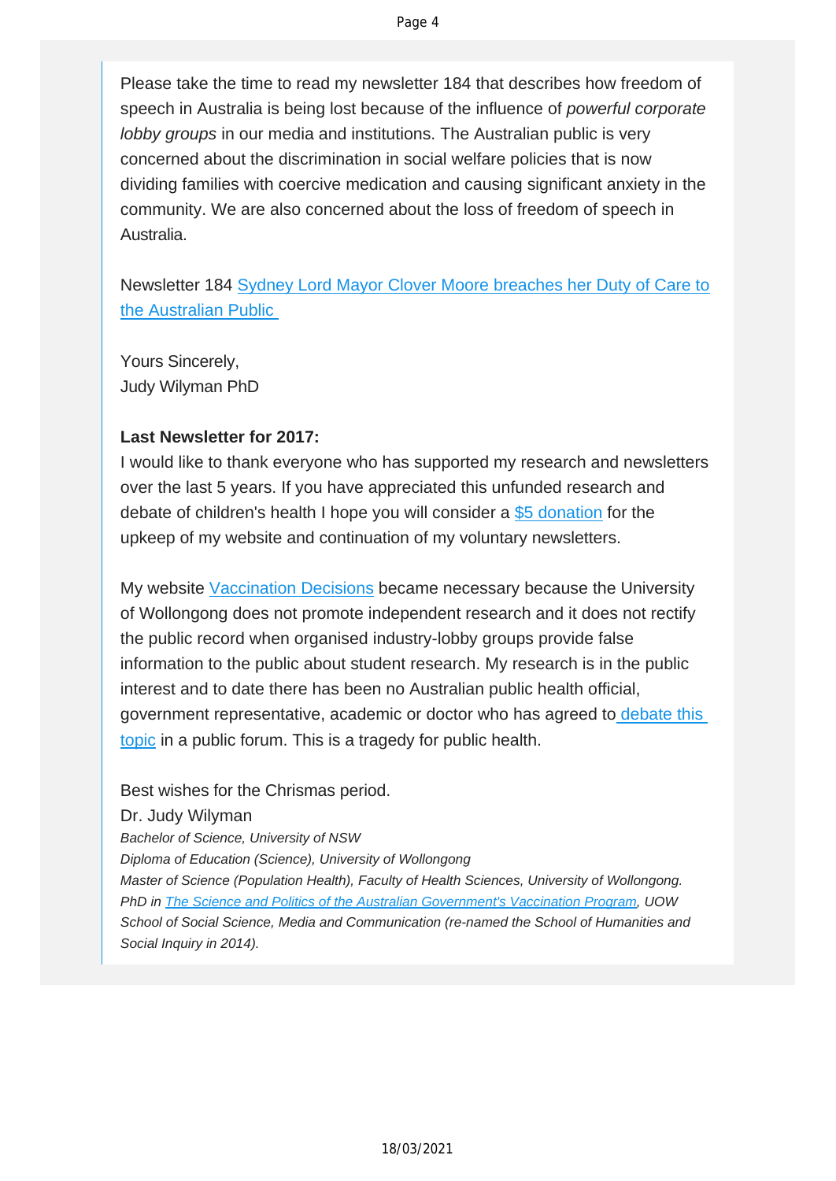Please take the time to read my newsletter 184 that describes how freedom of speech in Australia is being lost because of the influence of *powerful corporate lobby groups* in our media and institutions. The Australian public is very concerned about the discrimination in social welfare policies that is now dividing families with coercive medication and causing significant anxiety in the community. We are also concerned about the loss of freedom of speech in Australia.

Newsletter 184 Sydney Lord Mayor Clover Moore breaches her Duty of Care to the Australian Public

Yours Sincerely,
Judy Wilyman PhD

**Last Newsletter for 2017:**
I would like to thank everyone who has supported my research and newsletters over the last 5 years. If you have appreciated this unfunded research and debate of children's health I hope you will consider a $5 donation for the upkeep of my website and continuation of my voluntary newsletters.

My website Vaccination Decisions became necessary because the University of Wollongong does not promote independent research and it does not rectify the public record when organised industry-lobby groups provide false information to the public about student research. My research is in the public interest and to date there has been no Australian public health official, government representative, academic or doctor who has agreed to debate this topic in a public forum. This is a tragedy for public health.

Best wishes for the Chrismas period.
Dr. Judy Wilyman
*Bachelor of Science, University of NSW*
*Diploma of Education (Science), University of Wollongong*
*Master of Science (Population Health), Faculty of Health Sciences, University of Wollongong.*
*PhD in The Science and Politics of the Australian Government's Vaccination Program, UOW School of Social Science, Media and Communication (re-named the School of Humanities and Social Inquiry in 2014).*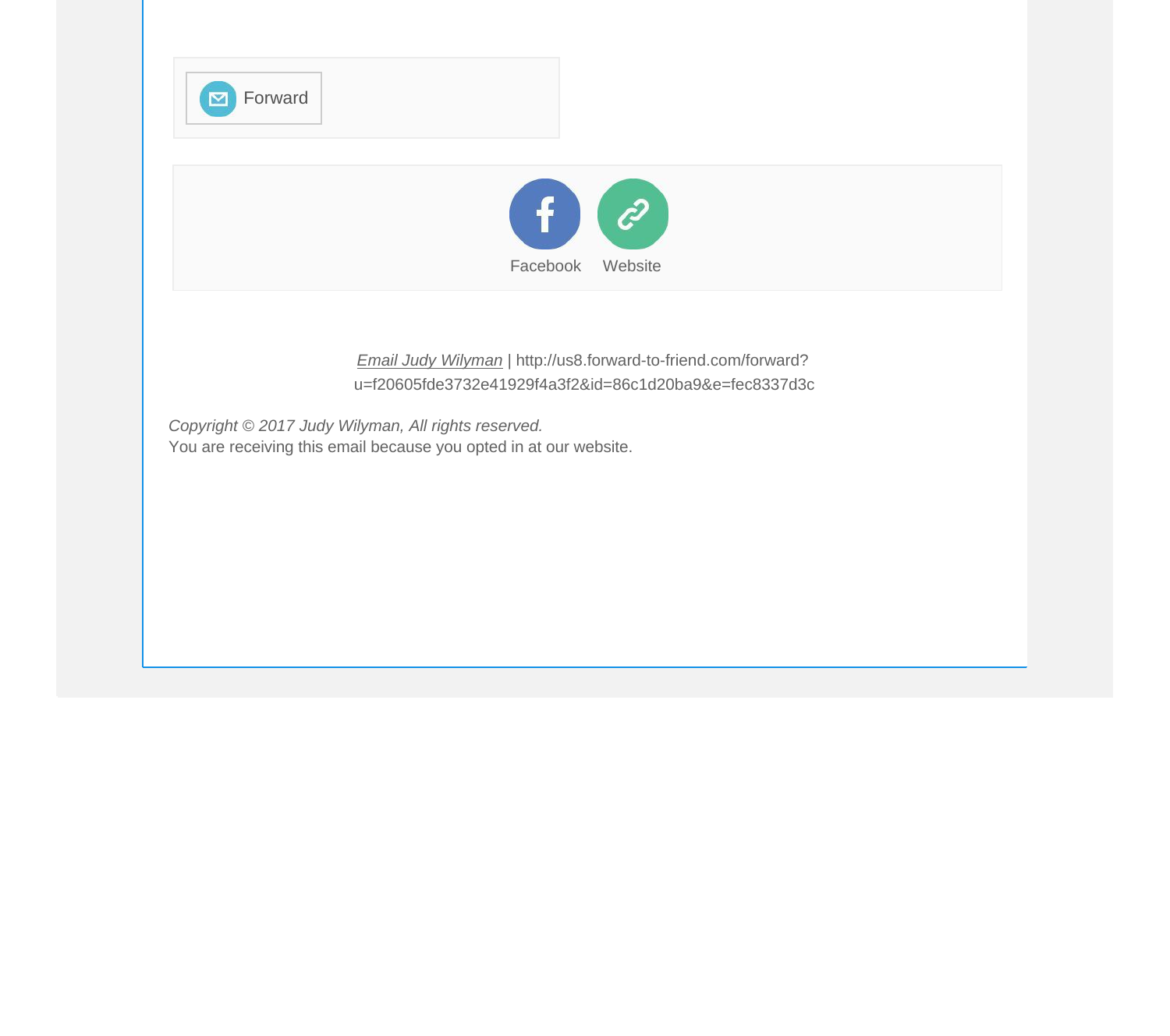Forward

Facebook Website

*Email Judy Wilyman* | http://us8.forward-to-friend.com/forward?u=f20605fde3732e41929f4a3f2&id=86c1d20ba9&e=fec8337d3c

*Copyright © 2017 Judy Wilyman, All rights reserved.*
You are receiving this email because you opted in at our website.